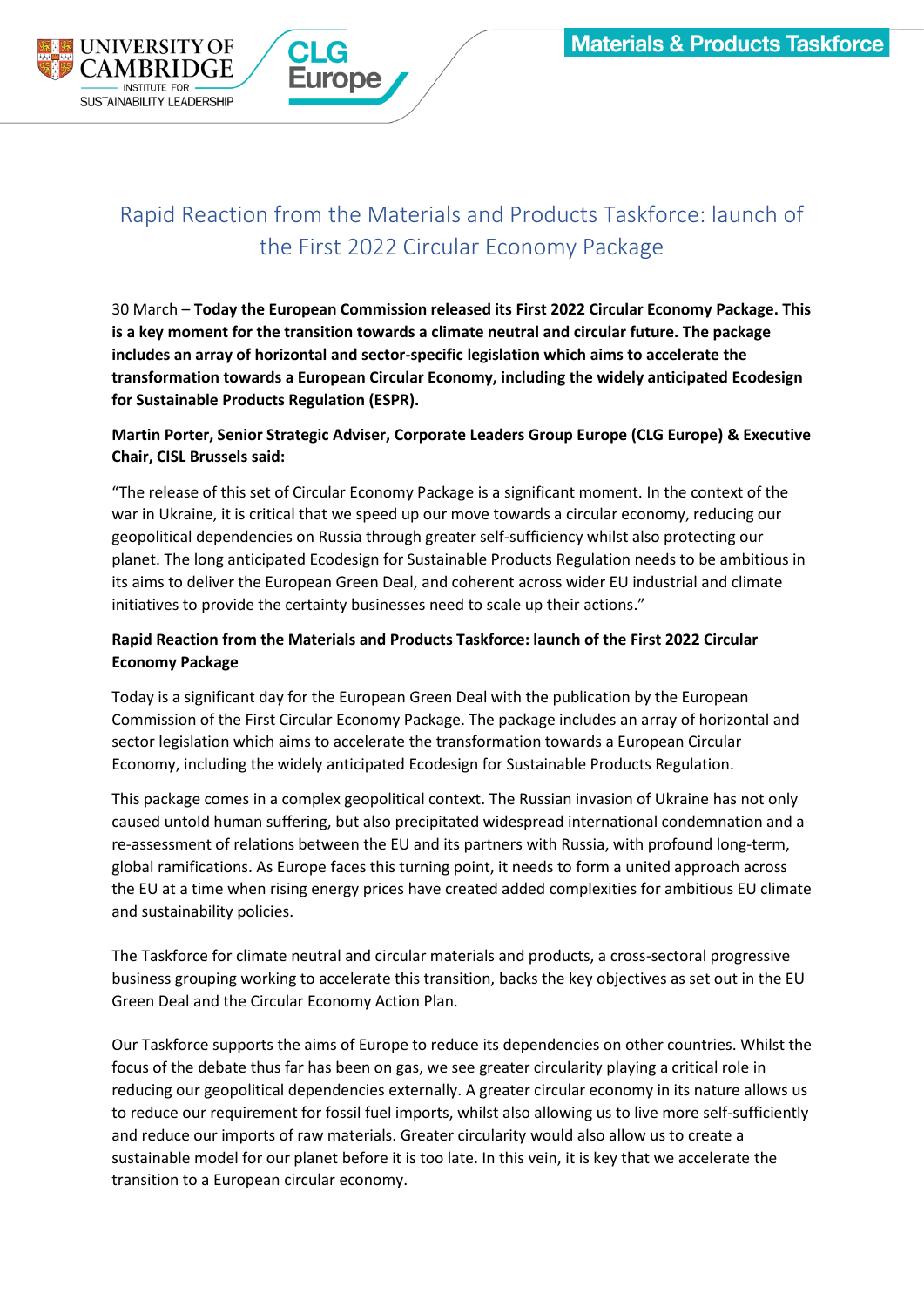# Rapid Reaction from the Materials and Products Taskforce: launch of the First 2022 Circular Economy Package

30 March – **Today the European Commission released its First 2022 Circular Economy Package. This is a key moment for the transition towards a climate neutral and circular future. The package includes an array of horizontal and sector-specific legislation which aims to accelerate the transformation towards a European Circular Economy, including the widely anticipated Ecodesign for Sustainable Products Regulation (ESPR).**

**Martin Porter, Senior Strategic Adviser, Corporate Leaders Group Europe (CLG Europe) & Executive Chair, CISL Brussels said:**

"The release of this set of Circular Economy Package is a significant moment. In the context of the war in Ukraine, it is critical that we speed up our move towards a circular economy, reducing our geopolitical dependencies on Russia through greater self-sufficiency whilst also protecting our planet. The long anticipated Ecodesign for Sustainable Products Regulation needs to be ambitious in its aims to deliver the European Green Deal, and coherent across wider EU industrial and climate initiatives to provide the certainty businesses need to scale up their actions."

**Rapid Reaction from the Materials and Products Taskforce: launch of the First 2022 Circular Economy Package**

Today is a significant day for the European Green Deal with the publication by the European Commission of the First Circular Economy Package. The package includes an array of horizontal and sector legislation which aims to accelerate the transformation towards a European Circular Economy, including the widely anticipated Ecodesign for Sustainable Products Regulation.

This package comes in a complex geopolitical context. The Russian invasion of Ukraine has not only caused untold human suffering, but also precipitated widespread international condemnation and a re-assessment of relations between the EU and its partners with Russia, with profound long-term, global ramifications. As Europe faces this turning point, it needs to form a united approach across the EU at a time when rising energy prices have created added complexities for ambitious EU climate and sustainability policies.

The Taskforce for climate neutral and circular materials and products, a cross-sectoral progressive business grouping working to accelerate this transition, backs the key objectives as set out in the EU Green Deal and the Circular Economy Action Plan.

Our Taskforce supports the aims of Europe to reduce its dependencies on other countries. Whilst the focus of the debate thus far has been on gas, we see greater circularity playing a critical role in reducing our geopolitical dependencies externally. A greater circular economy in its nature allows us to reduce our requirement for fossil fuel imports, whilst also allowing us to live more self-sufficiently and reduce our imports of raw materials. Greater circularity would also allow us to create a sustainable model for our planet before it is too late. In this vein, it is key that we accelerate the transition to a European circular economy.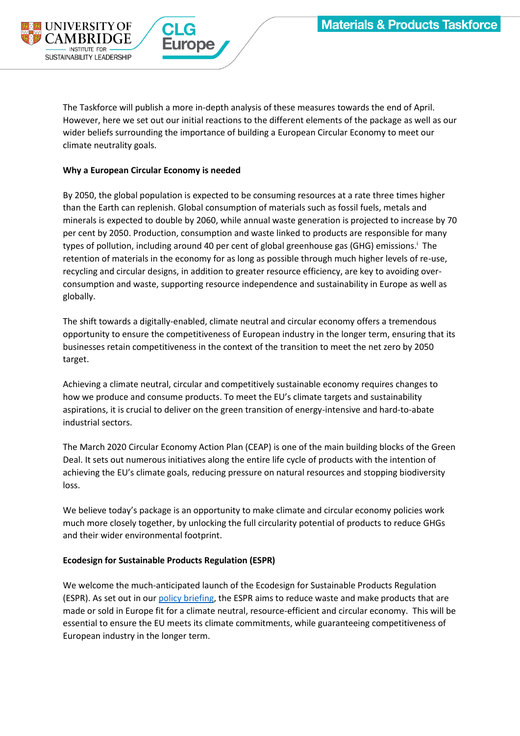The Taskforce will publish a more in-depth analysis of these measures towards the end of April. However, here we set out our initial reactions to the different elements of the package as well as our wider beliefs surrounding the importance of building a European Circular Economy to meet our climate neutrality goals.

**Why a European Circular Economy is needed**

By 2050, the global population is expected to be consuming resources at a rate three times higher than the Earth can replenish. Global consumption of materials such as fossil fuels, metals and minerals is expected to double by 2060, while annual waste generation is projected to increase by 70 per cent by 2050. Production, consumption and waste linked to products are responsible for many types of pollution, including around 40 per cent of global greenhouse gas (GHG) emissions.[i] The retention of materials in the economy for as long as possible through much higher levels of re-use, recycling and circular designs, in addition to greater resource efficiency, are key to avoiding over-consumption and waste, supporting resource independence and sustainability in Europe as well as globally.

The shift towards a digitally-enabled, climate neutral and circular economy offers a tremendous opportunity to ensure the competitiveness of European industry in the longer term, ensuring that its businesses retain competitiveness in the context of the transition to meet the net zero by 2050 target.

Achieving a climate neutral, circular and competitively sustainable economy requires changes to how we produce and consume products. To meet the EU's climate targets and sustainability aspirations, it is crucial to deliver on the green transition of energy-intensive and hard-to-abate industrial sectors.

The March 2020 Circular Economy Action Plan (CEAP) is one of the main building blocks of the Green Deal. It sets out numerous initiatives along the entire life cycle of products with the intention of achieving the EU's climate goals, reducing pressure on natural resources and stopping biodiversity loss.

We believe today's package is an opportunity to make climate and circular economy policies work much more closely together, by unlocking the full circularity potential of products to reduce GHGs and their wider environmental footprint.

**Ecodesign for Sustainable Products Regulation (ESPR)**

We welcome the much-anticipated launch of the Ecodesign for Sustainable Products Regulation (ESPR). As set out in our policy briefing, the ESPR aims to reduce waste and make products that are made or sold in Europe fit for a climate neutral, resource-efficient and circular economy. This will be essential to ensure the EU meets its climate commitments, while guaranteeing competitiveness of European industry in the longer term.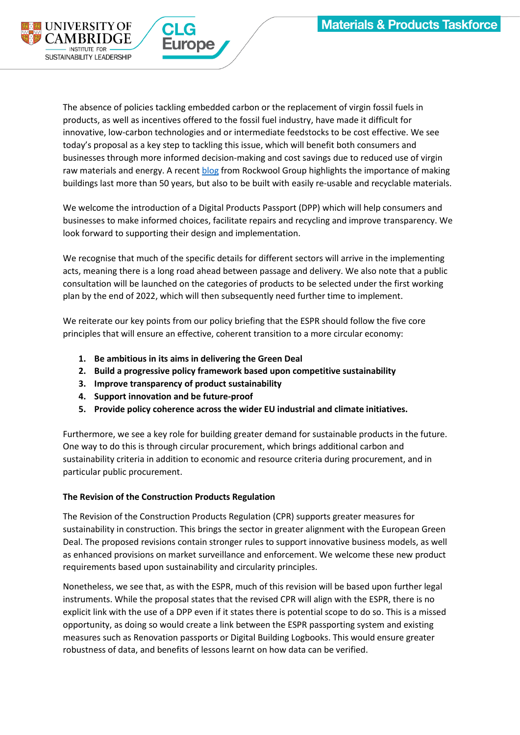The absence of policies tackling embedded carbon or the replacement of virgin fossil fuels in products, as well as incentives offered to the fossil fuel industry, have made it difficult for innovative, low-carbon technologies and or intermediate feedstocks to be cost effective. We see today's proposal as a key step to tackling this issue, which will benefit both consumers and businesses through more informed decision-making and cost savings due to reduced use of virgin raw materials and energy. A recent blog from Rockwool Group highlights the importance of making buildings last more than 50 years, but also to be built with easily re-usable and recyclable materials.

We welcome the introduction of a Digital Products Passport (DPP) which will help consumers and businesses to make informed choices, facilitate repairs and recycling and improve transparency. We look forward to supporting their design and implementation.

We recognise that much of the specific details for different sectors will arrive in the implementing acts, meaning there is a long road ahead between passage and delivery. We also note that a public consultation will be launched on the categories of products to be selected under the first working plan by the end of 2022, which will then subsequently need further time to implement.

We reiterate our key points from our policy briefing that the ESPR should follow the five core principles that will ensure an effective, coherent transition to a more circular economy:

1. **Be ambitious in its aims in delivering the Green Deal**
2. **Build a progressive policy framework based upon competitive sustainability**
3. **Improve transparency of product sustainability**
4. **Support innovation and be future-proof**
5. **Provide policy coherence across the wider EU industrial and climate initiatives.**

Furthermore, we see a key role for building greater demand for sustainable products in the future. One way to do this is through circular procurement, which brings additional carbon and sustainability criteria in addition to economic and resource criteria during procurement, and in particular public procurement.

**The Revision of the Construction Products Regulation**

The Revision of the Construction Products Regulation (CPR) supports greater measures for sustainability in construction. This brings the sector in greater alignment with the European Green Deal. The proposed revisions contain stronger rules to support innovative business models, as well as enhanced provisions on market surveillance and enforcement. We welcome these new product requirements based upon sustainability and circularity principles.

Nonetheless, we see that, as with the ESPR, much of this revision will be based upon further legal instruments. While the proposal states that the revised CPR will align with the ESPR, there is no explicit link with the use of a DPP even if it states there is potential scope to do so. This is a missed opportunity, as doing so would create a link between the ESPR passporting system and existing measures such as Renovation passports or Digital Building Logbooks. This would ensure greater robustness of data, and benefits of lessons learnt on how data can be verified.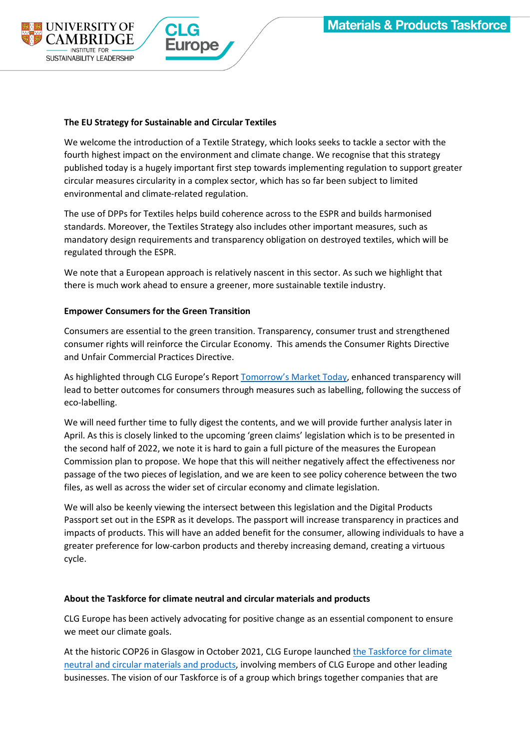**The EU Strategy for Sustainable and Circular Textiles**

We welcome the introduction of a Textile Strategy, which looks seeks to tackle a sector with the fourth highest impact on the environment and climate change. We recognise that this strategy published today is a hugely important first step towards implementing regulation to support greater circular measures circularity in a complex sector, which has so far been subject to limited environmental and climate-related regulation.

The use of DPPs for Textiles helps build coherence across to the ESPR and builds harmonised standards. Moreover, the Textiles Strategy also includes other important measures, such as mandatory design requirements and transparency obligation on destroyed textiles, which will be regulated through the ESPR.

We note that a European approach is relatively nascent in this sector. As such we highlight that there is much work ahead to ensure a greener, more sustainable textile industry.

**Empower Consumers for the Green Transition**

Consumers are essential to the green transition. Transparency, consumer trust and strengthened consumer rights will reinforce the Circular Economy. This amends the Consumer Rights Directive and Unfair Commercial Practices Directive.

As highlighted through CLG Europe's Report [Tomorrow's Market Today](), enhanced transparency will lead to better outcomes for consumers through measures such as labelling, following the success of eco-labelling.

We will need further time to fully digest the contents, and we will provide further analysis later in April. As this is closely linked to the upcoming 'green claims' legislation which is to be presented in the second half of 2022, we note it is hard to gain a full picture of the measures the European Commission plan to propose. We hope that this will neither negatively affect the effectiveness nor passage of the two pieces of legislation, and we are keen to see policy coherence between the two files, as well as across the wider set of circular economy and climate legislation.

We will also be keenly viewing the intersect between this legislation and the Digital Products Passport set out in the ESPR as it develops. The passport will increase transparency in practices and impacts of products. This will have an added benefit for the consumer, allowing individuals to have a greater preference for low-carbon products and thereby increasing demand, creating a virtuous cycle.

**About the Taskforce for climate neutral and circular materials and products**

CLG Europe has been actively advocating for positive change as an essential component to ensure we meet our climate goals.

At the historic COP26 in Glasgow in October 2021, CLG Europe launched [the Taskforce for climate neutral and circular materials and products](), involving members of CLG Europe and other leading businesses. The vision of our Taskforce is of a group which brings together companies that are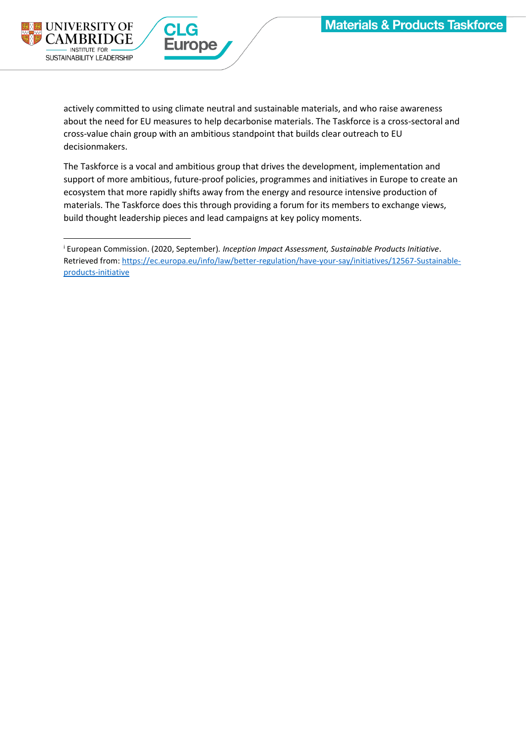actively committed to using climate neutral and sustainable materials, and who raise awareness about the need for EU measures to help decarbonise materials. The Taskforce is a cross-sectoral and cross-value chain group with an ambitious standpoint that builds clear outreach to EU decisionmakers.

The Taskforce is a vocal and ambitious group that drives the development, implementation and support of more ambitious, future-proof policies, programmes and initiatives in Europe to create an ecosystem that more rapidly shifts away from the energy and resource intensive production of materials. The Taskforce does this through providing a forum for its members to exchange views, build thought leadership pieces and lead campaigns at key policy moments.

---

[i] European Commission. (2020, September). *Inception Impact Assessment, Sustainable Products Initiative*. Retrieved from: https://ec.europa.eu/info/law/better-regulation/have-your-say/initiatives/12567-Sustainable-products-initiative